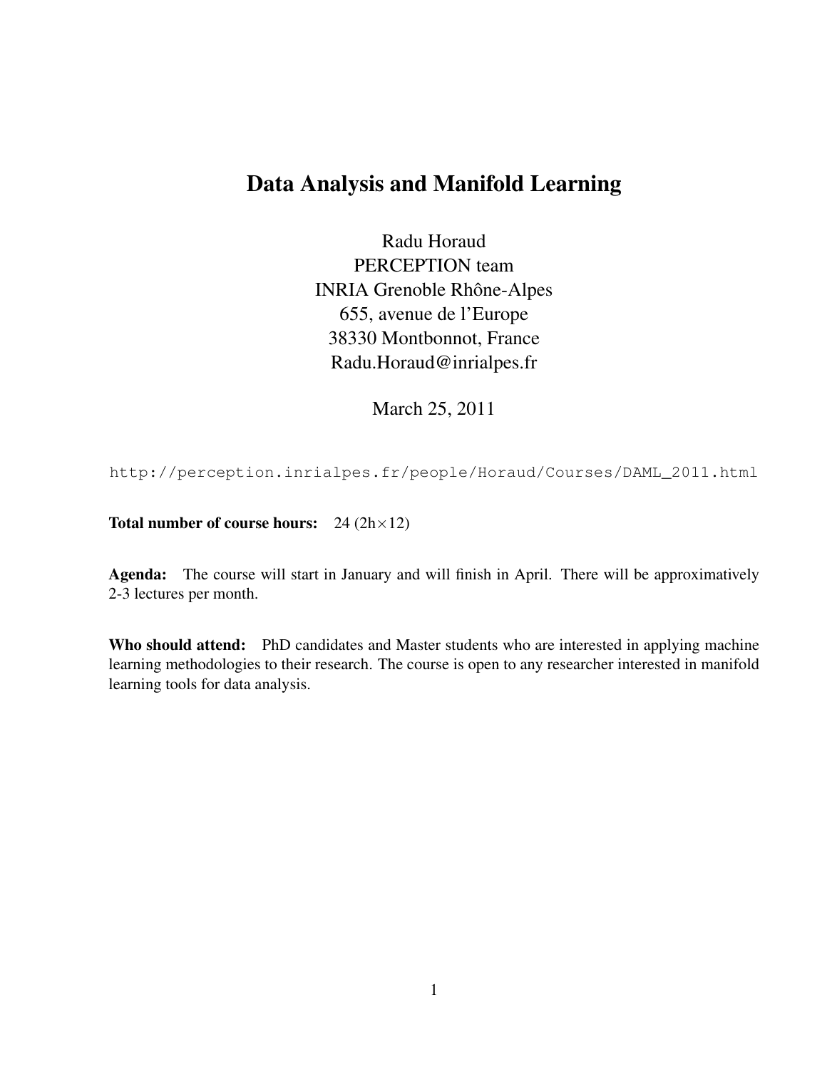# Data Analysis and Manifold Learning

Radu Horaud
PERCEPTION team
INRIA Grenoble Rhône-Alpes
655, avenue de l'Europe
38330 Montbonnot, France
Radu.Horaud@inrialpes.fr

March 25, 2011

`http://perception.inrialpes.fr/people/Horaud/Courses/DAML_2011.html`

**Total number of course hours:** 24 (2h$\times$12)

**Agenda:** The course will start in January and will finish in April. There will be approximatively 2-3 lectures per month.

**Who should attend:** PhD candidates and Master students who are interested in applying machine learning methodologies to their research. The course is open to any researcher interested in manifold learning tools for data analysis.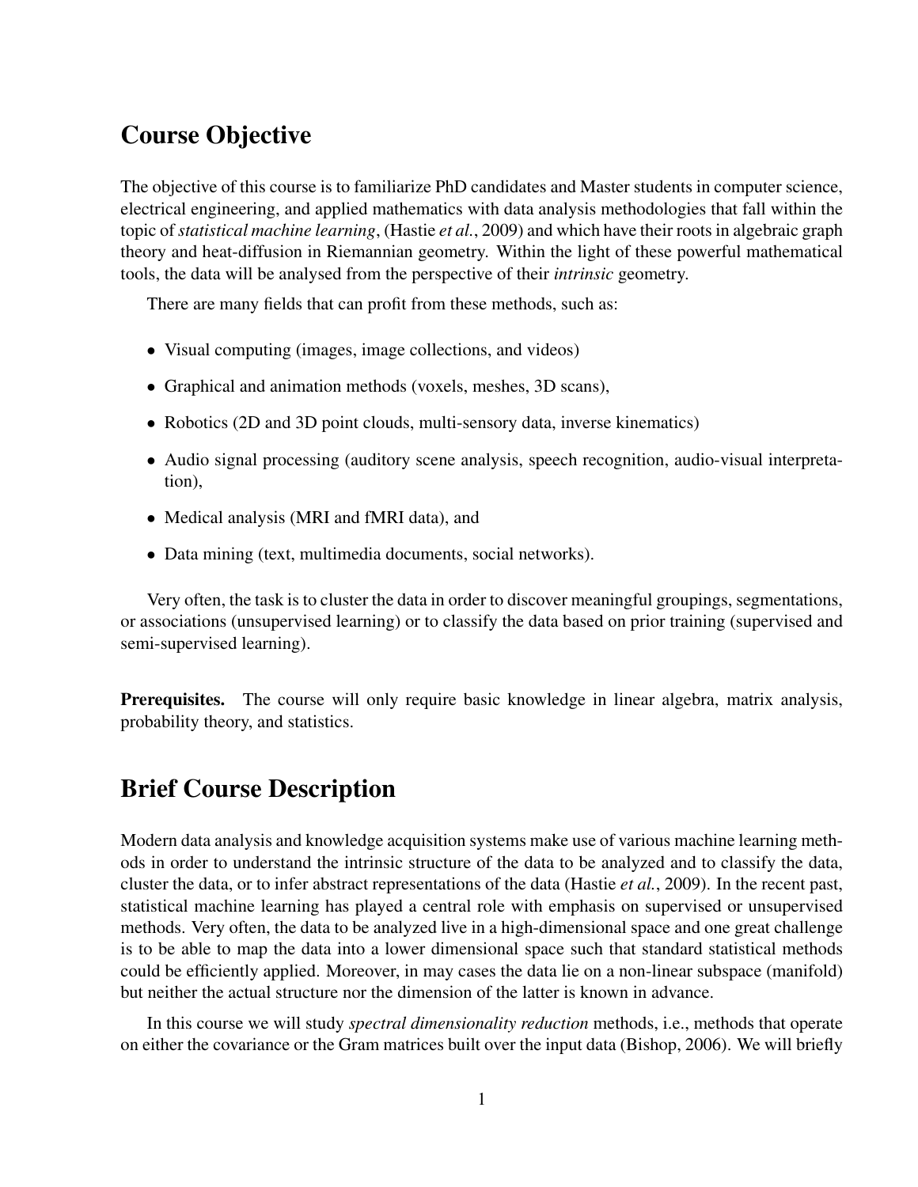# Course Objective

The objective of this course is to familiarize PhD candidates and Master students in computer science, electrical engineering, and applied mathematics with data analysis methodologies that fall within the topic of *statistical machine learning*, (Hastie *et al.*, 2009) and which have their roots in algebraic graph theory and heat-diffusion in Riemannian geometry. Within the light of these powerful mathematical tools, the data will be analysed from the perspective of their *intrinsic* geometry.

There are many fields that can profit from these methods, such as:

- Visual computing (images, image collections, and videos)
- Graphical and animation methods (voxels, meshes, 3D scans),
- Robotics (2D and 3D point clouds, multi-sensory data, inverse kinematics)
- Audio signal processing (auditory scene analysis, speech recognition, audio-visual interpretation),
- Medical analysis (MRI and fMRI data), and
- Data mining (text, multimedia documents, social networks).

Very often, the task is to cluster the data in order to discover meaningful groupings, segmentations, or associations (unsupervised learning) or to classify the data based on prior training (supervised and semi-supervised learning).

**Prerequisites.** The course will only require basic knowledge in linear algebra, matrix analysis, probability theory, and statistics.

# Brief Course Description

Modern data analysis and knowledge acquisition systems make use of various machine learning methods in order to understand the intrinsic structure of the data to be analyzed and to classify the data, cluster the data, or to infer abstract representations of the data (Hastie *et al.*, 2009). In the recent past, statistical machine learning has played a central role with emphasis on supervised or unsupervised methods. Very often, the data to be analyzed live in a high-dimensional space and one great challenge is to be able to map the data into a lower dimensional space such that standard statistical methods could be efficiently applied. Moreover, in may cases the data lie on a non-linear subspace (manifold) but neither the actual structure nor the dimension of the latter is known in advance.

In this course we will study *spectral dimensionality reduction* methods, i.e., methods that operate on either the covariance or the Gram matrices built over the input data (Bishop, 2006). We will briefly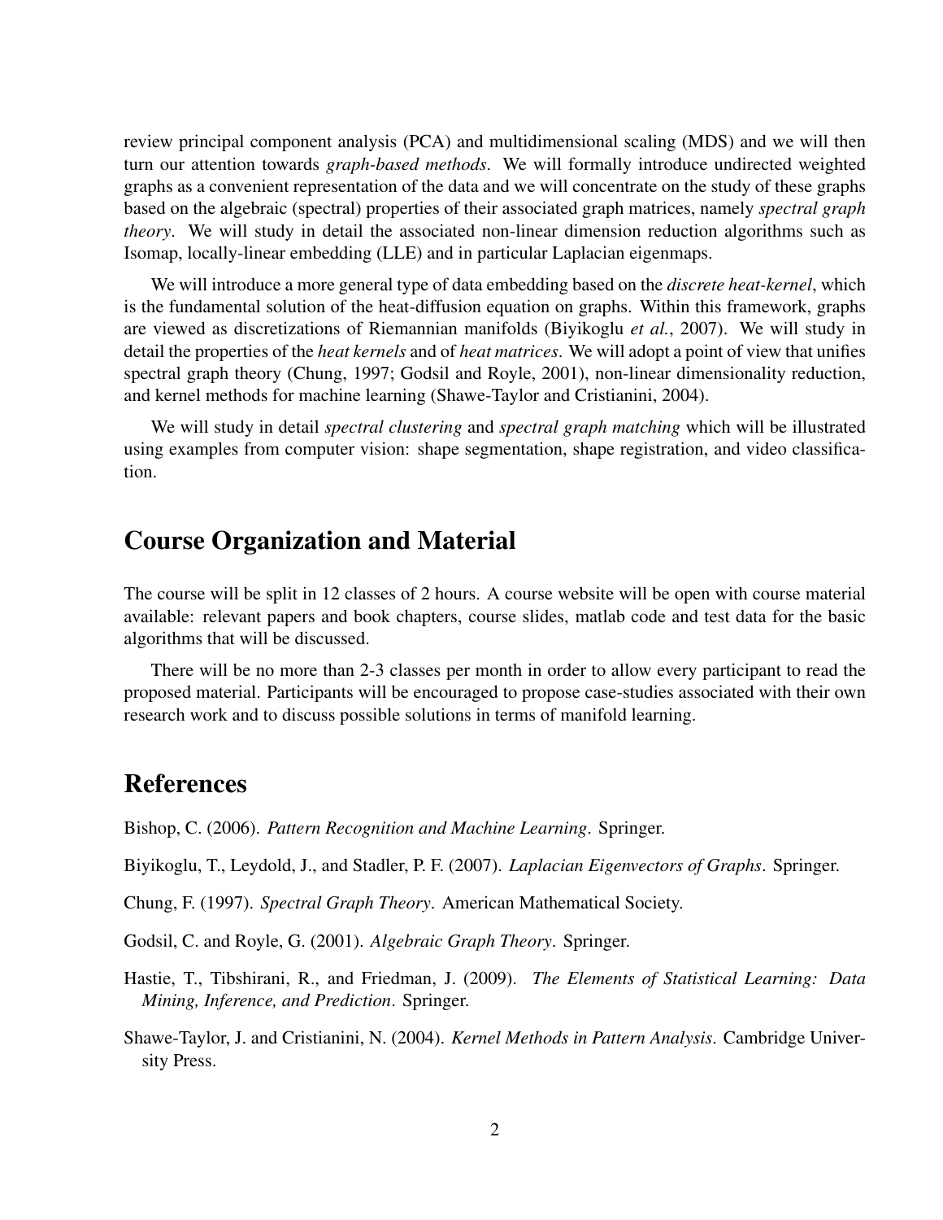review principal component analysis (PCA) and multidimensional scaling (MDS) and we will then turn our attention towards *graph-based methods*. We will formally introduce undirected weighted graphs as a convenient representation of the data and we will concentrate on the study of these graphs based on the algebraic (spectral) properties of their associated graph matrices, namely *spectral graph theory*. We will study in detail the associated non-linear dimension reduction algorithms such as Isomap, locally-linear embedding (LLE) and in particular Laplacian eigenmaps.

We will introduce a more general type of data embedding based on the *discrete heat-kernel*, which is the fundamental solution of the heat-diffusion equation on graphs. Within this framework, graphs are viewed as discretizations of Riemannian manifolds (Biyikoglu *et al.*, 2007). We will study in detail the properties of the *heat kernels* and of *heat matrices*. We will adopt a point of view that unifies spectral graph theory (Chung, 1997; Godsil and Royle, 2001), non-linear dimensionality reduction, and kernel methods for machine learning (Shawe-Taylor and Cristianini, 2004).

We will study in detail *spectral clustering* and *spectral graph matching* which will be illustrated using examples from computer vision: shape segmentation, shape registration, and video classification.

## Course Organization and Material

The course will be split in 12 classes of 2 hours. A course website will be open with course material available: relevant papers and book chapters, course slides, matlab code and test data for the basic algorithms that will be discussed.

There will be no more than 2-3 classes per month in order to allow every participant to read the proposed material. Participants will be encouraged to propose case-studies associated with their own research work and to discuss possible solutions in terms of manifold learning.

## References

Bishop, C. (2006). *Pattern Recognition and Machine Learning*. Springer.

Biyikoglu, T., Leydold, J., and Stadler, P. F. (2007). *Laplacian Eigenvectors of Graphs*. Springer.

Chung, F. (1997). *Spectral Graph Theory*. American Mathematical Society.

Godsil, C. and Royle, G. (2001). *Algebraic Graph Theory*. Springer.

Hastie, T., Tibshirani, R., and Friedman, J. (2009). *The Elements of Statistical Learning: Data Mining, Inference, and Prediction*. Springer.

Shawe-Taylor, J. and Cristianini, N. (2004). *Kernel Methods in Pattern Analysis*. Cambridge University Press.